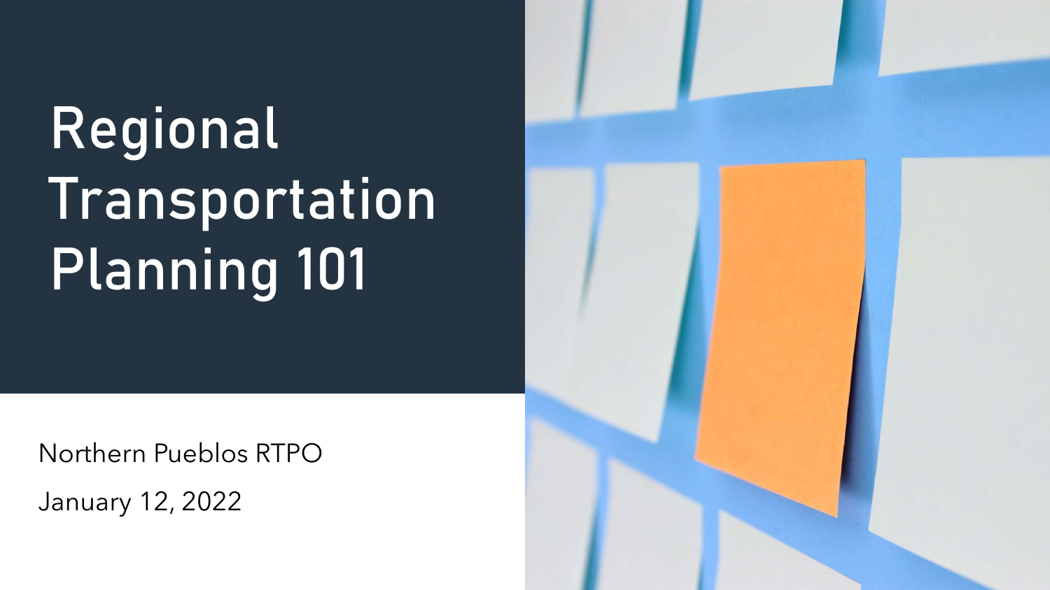# Regional Transportation Planning 101

Northern Pueblos RTPO

January 12, 2022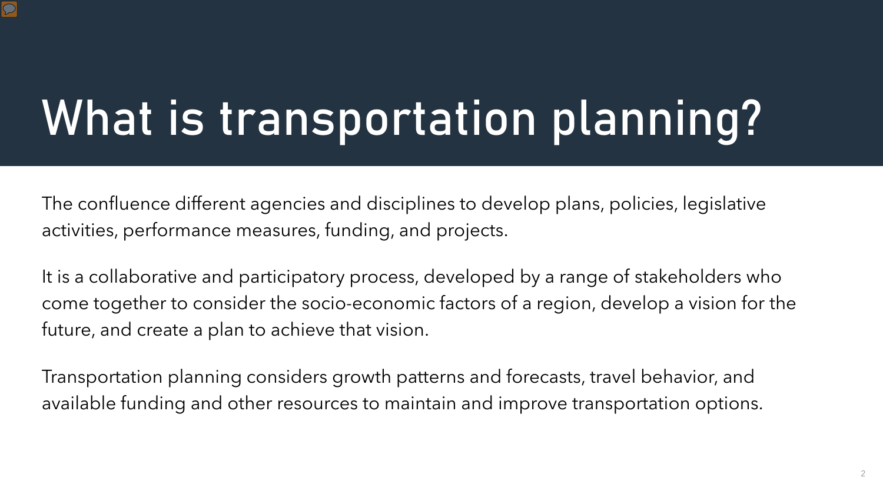# What is transportation planning?

The confluence different agencies and disciplines to develop plans, policies, legislative activities, performance measures, funding, and projects.

It is a collaborative and participatory process, developed by a range of stakeholders who come together to consider the socio-economic factors of a region, develop a vision for the future, and create a plan to achieve that vision.

Transportation planning considers growth patterns and forecasts, travel behavior, and available funding and other resources to maintain and improve transportation options.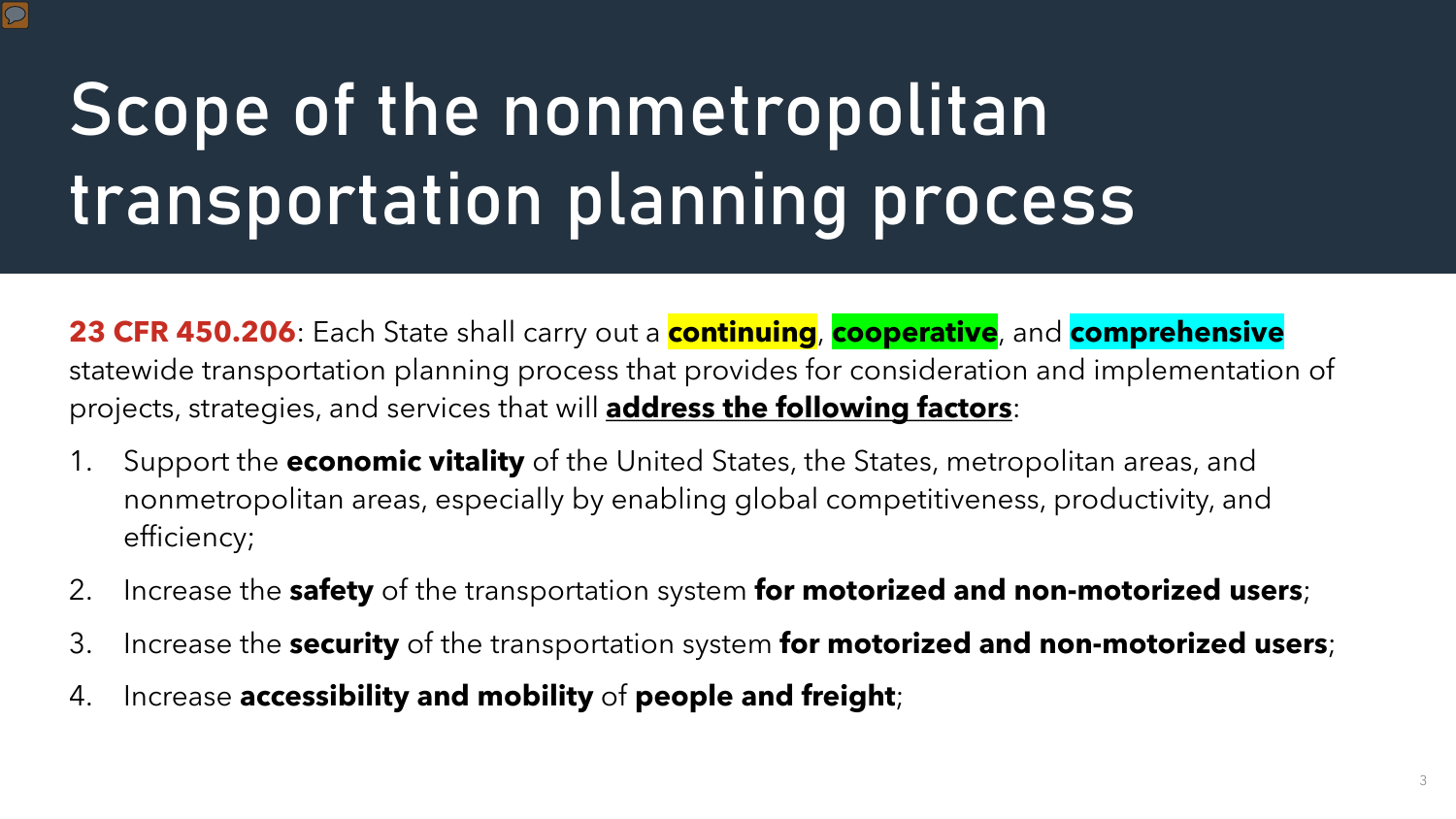# Scope of the nonmetropolitan transportation planning process

**23 CFR 450.206**: Each State shall carry out a **continuing**, **cooperative**, and **comprehensive** statewide transportation planning process that provides for consideration and implementation of projects, strategies, and services that will **address the following factors**:

1. Support the **economic vitality** of the United States, the States, metropolitan areas, and nonmetropolitan areas, especially by enabling global competitiveness, productivity, and efficiency;
2. Increase the **safety** of the transportation system **for motorized and non-motorized users**;
3. Increase the **security** of the transportation system **for motorized and non-motorized users**;
4. Increase **accessibility and mobility** of **people and freight**;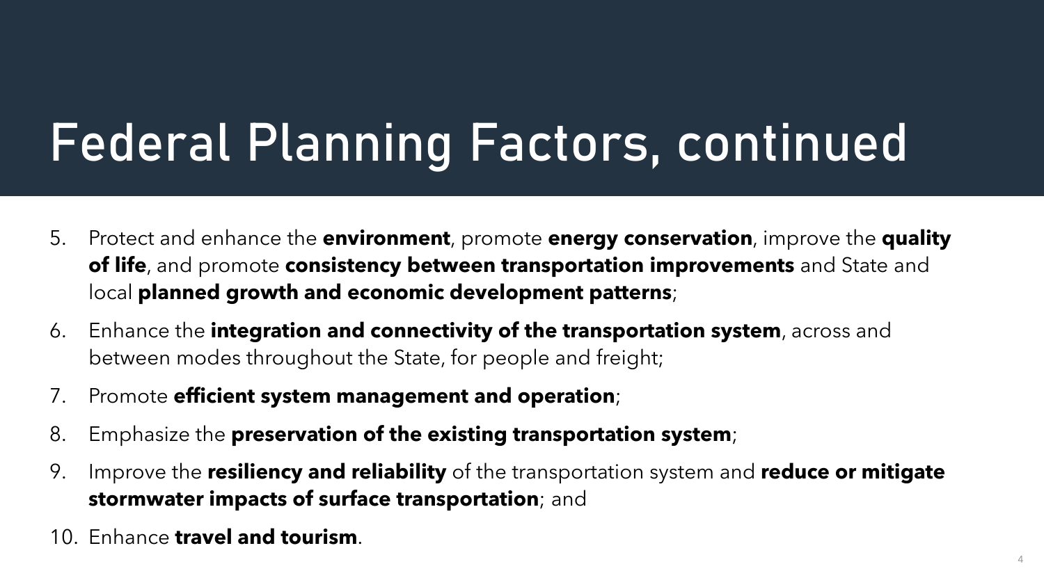# Federal Planning Factors, continued

5. Protect and enhance the **environment**, promote **energy conservation**, improve the **quality of life**, and promote **consistency between transportation improvements** and State and local **planned growth and economic development patterns**;
6. Enhance the **integration and connectivity of the transportation system**, across and between modes throughout the State, for people and freight;
7. Promote **efficient system management and operation**;
8. Emphasize the **preservation of the existing transportation system**;
9. Improve the **resiliency and reliability** of the transportation system and **reduce or mitigate stormwater impacts of surface transportation**; and
10. Enhance **travel and tourism**.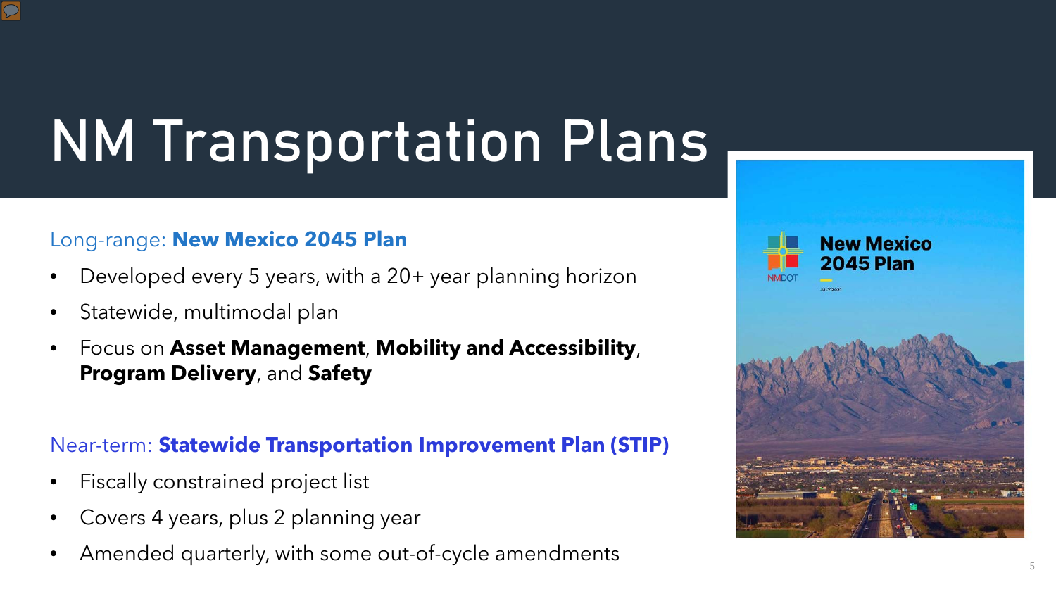# NM Transportation Plans

Long-range: **New Mexico 2045 Plan**

- Developed every 5 years, with a 20+ year planning horizon
- Statewide, multimodal plan
- Focus on **Asset Management**, **Mobility and Accessibility**, **Program Delivery**, and **Safety**

Near-term: **Statewide Transportation Improvement Plan (STIP)**

- Fiscally constrained project list
- Covers 4 years, plus 2 planning year
- Amended quarterly, with some out-of-cycle amendments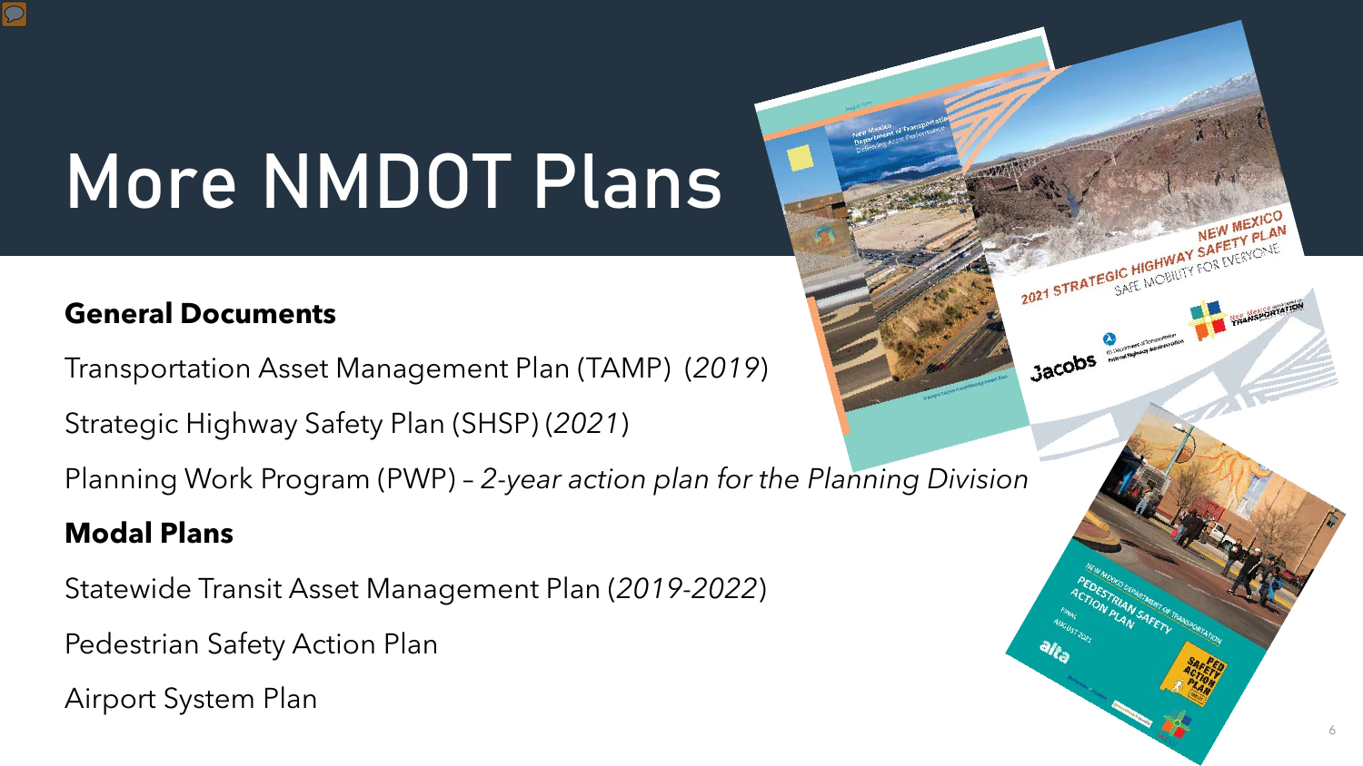# More NMDOT Plans

**General Documents**

Transportation Asset Management Plan (TAMP) (*2019*)

Strategic Highway Safety Plan (SHSP) (*2021*)

Planning Work Program (PWP) – *2-year action plan for the Planning Division*

**Modal Plans**

Statewide Transit Asset Management Plan (*2019-2022*)

Pedestrian Safety Action Plan

Airport System Plan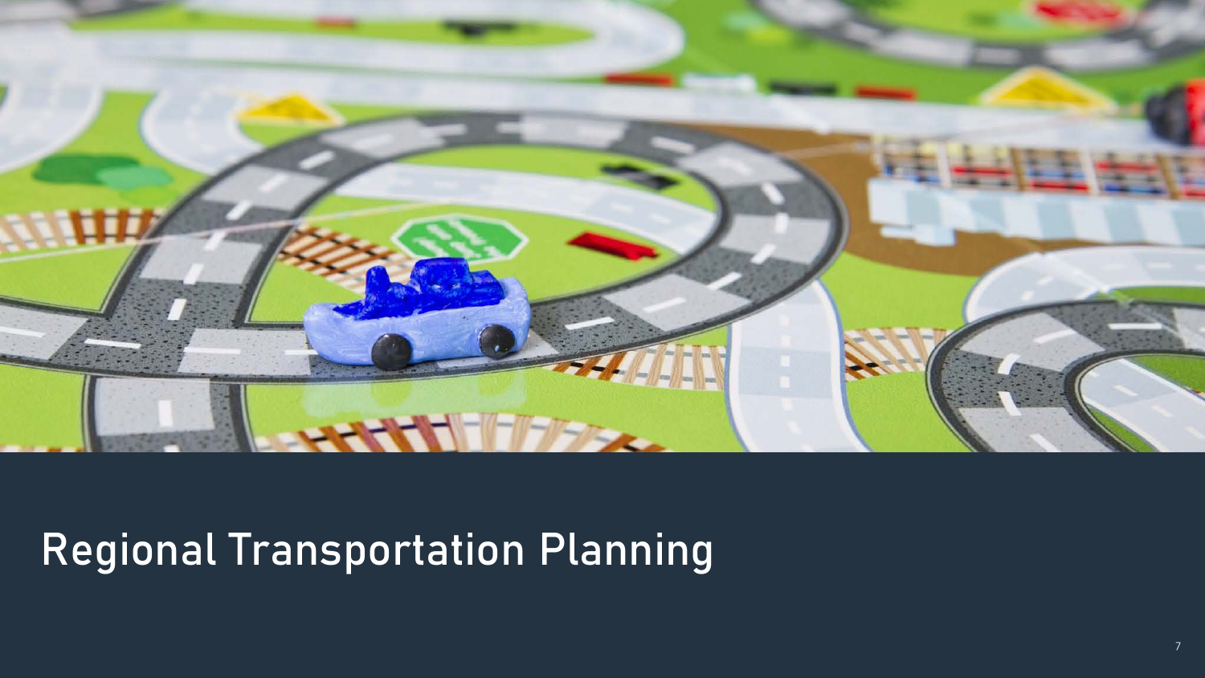# Regional Transportation Planning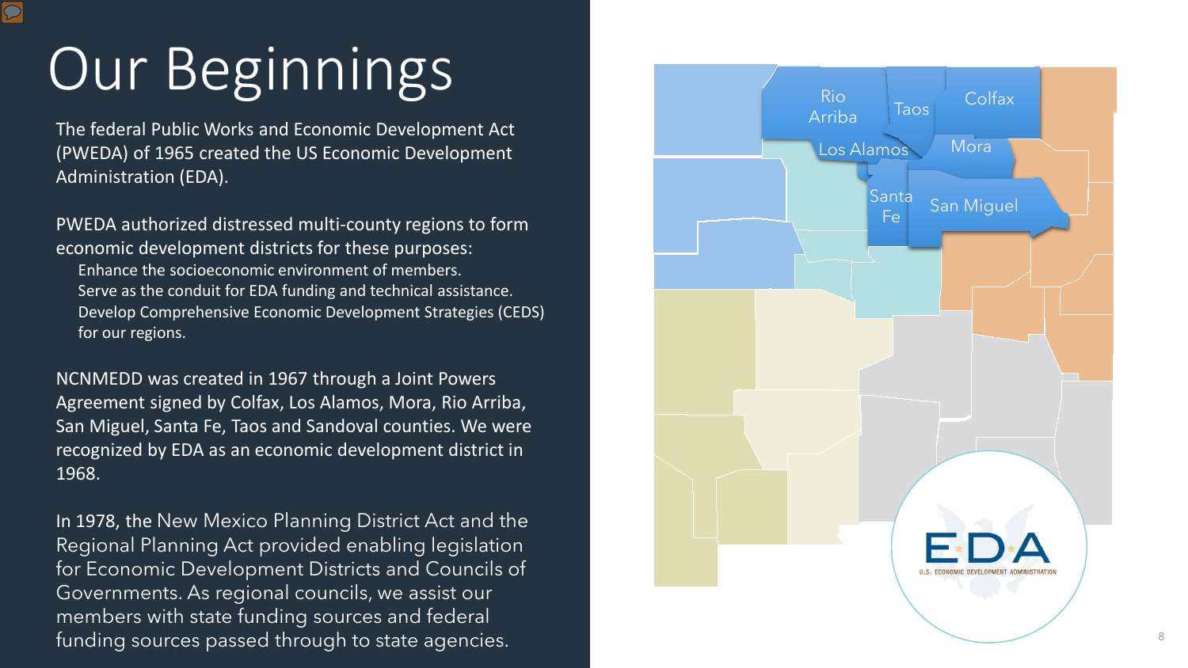# Our Beginnings

The federal Public Works and Economic Development Act (PWEDA) of 1965 created the US Economic Development Administration (EDA).

PWEDA authorized distressed multi-county regions to form economic development districts for these purposes:

- Enhance the socioeconomic environment of members.
- Serve as the conduit for EDA funding and technical assistance.
- Develop Comprehensive Economic Development Strategies (CEDS) for our regions.

NCNMEDD was created in 1967 through a Joint Powers Agreement signed by Colfax, Los Alamos, Mora, Rio Arriba, San Miguel, Santa Fe, Taos and Sandoval counties. We were recognized by EDA as an economic development district in 1968.

In 1978, the New Mexico Planning District Act and the Regional Planning Act provided enabling legislation for Economic Development Districts and Councils of Governments. As regional councils, we assist our members with state funding sources and federal funding sources passed through to state agencies.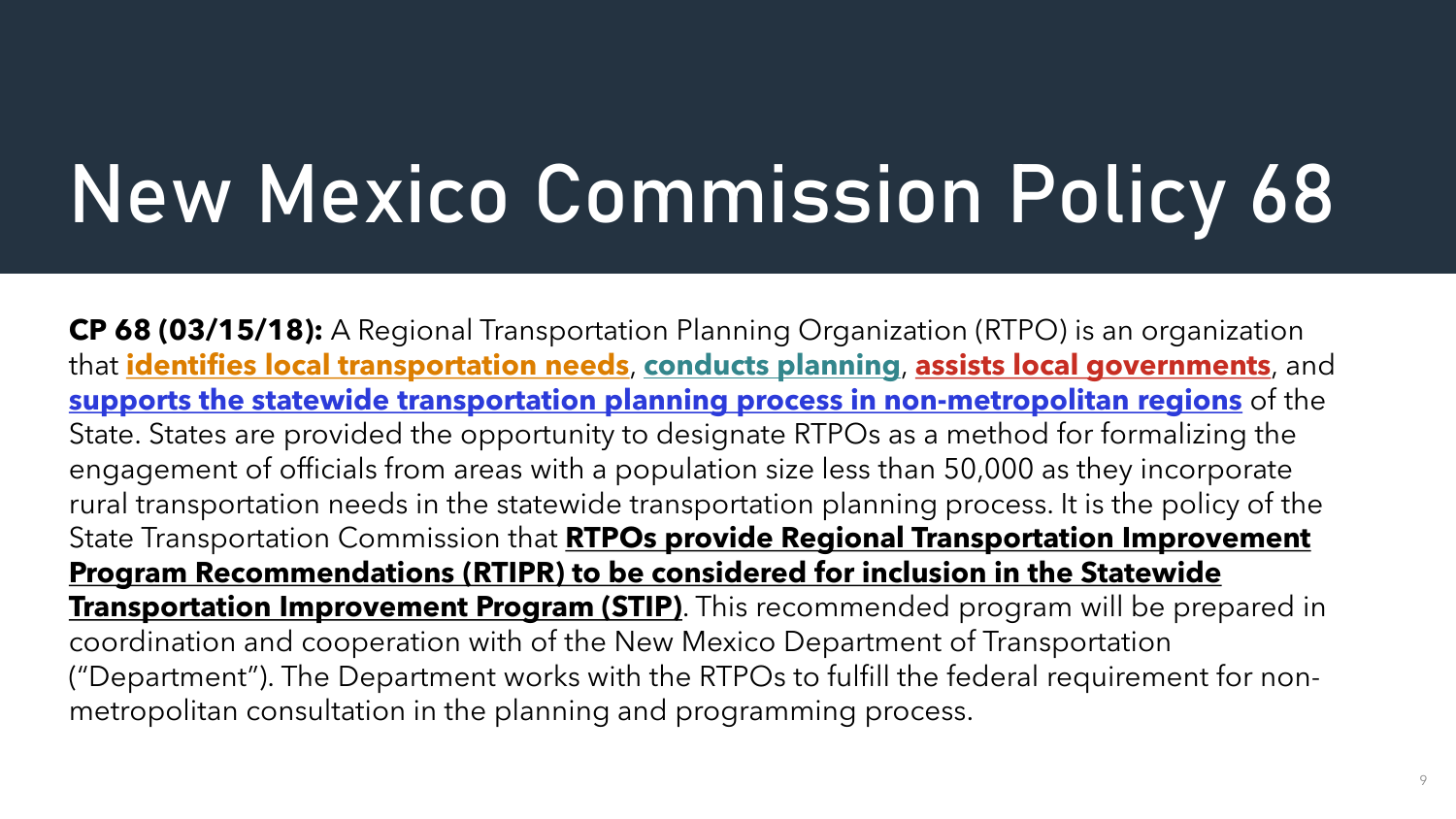# New Mexico Commission Policy 68

**CP 68 (03/15/18):** A Regional Transportation Planning Organization (RTPO) is an organization that **identifies local transportation needs**, **conducts planning**, **assists local governments**, and **supports the statewide transportation planning process in non-metropolitan regions** of the State. States are provided the opportunity to designate RTPOs as a method for formalizing the engagement of officials from areas with a population size less than 50,000 as they incorporate rural transportation needs in the statewide transportation planning process. It is the policy of the State Transportation Commission that **RTPOs provide Regional Transportation Improvement Program Recommendations (RTIPR) to be considered for inclusion in the Statewide Transportation Improvement Program (STIP)**. This recommended program will be prepared in coordination and cooperation with of the New Mexico Department of Transportation ("Department"). The Department works with the RTPOs to fulfill the federal requirement for non-metropolitan consultation in the planning and programming process.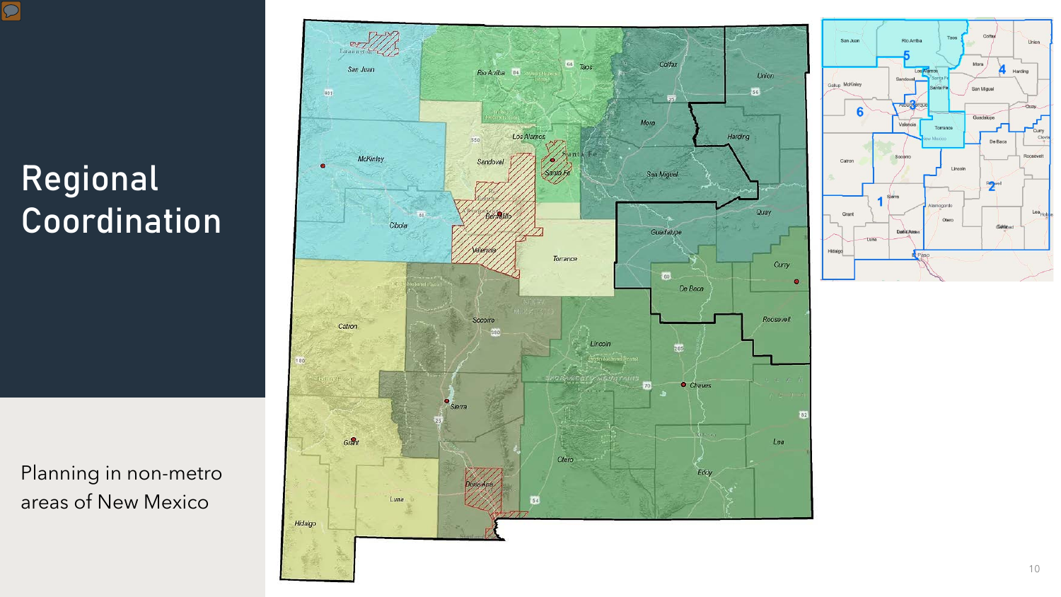# Regional Coordination

Planning in non-metro areas of New Mexico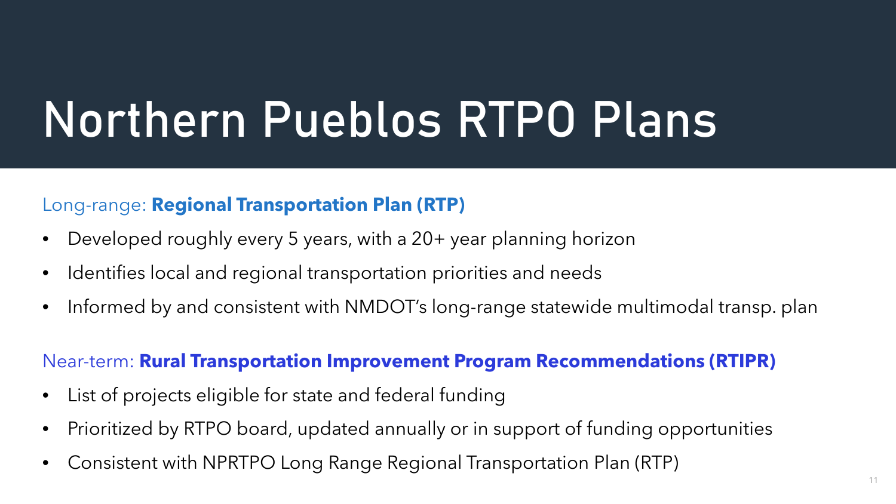# Northern Pueblos RTPO Plans

Long-range: **Regional Transportation Plan (RTP)**

- Developed roughly every 5 years, with a 20+ year planning horizon
- Identifies local and regional transportation priorities and needs
- Informed by and consistent with NMDOT's long-range statewide multimodal transp. plan

Near-term: **Rural Transportation Improvement Program Recommendations (RTIPR)**

- List of projects eligible for state and federal funding
- Prioritized by RTPO board, updated annually or in support of funding opportunities
- Consistent with NPRTPO Long Range Regional Transportation Plan (RTP)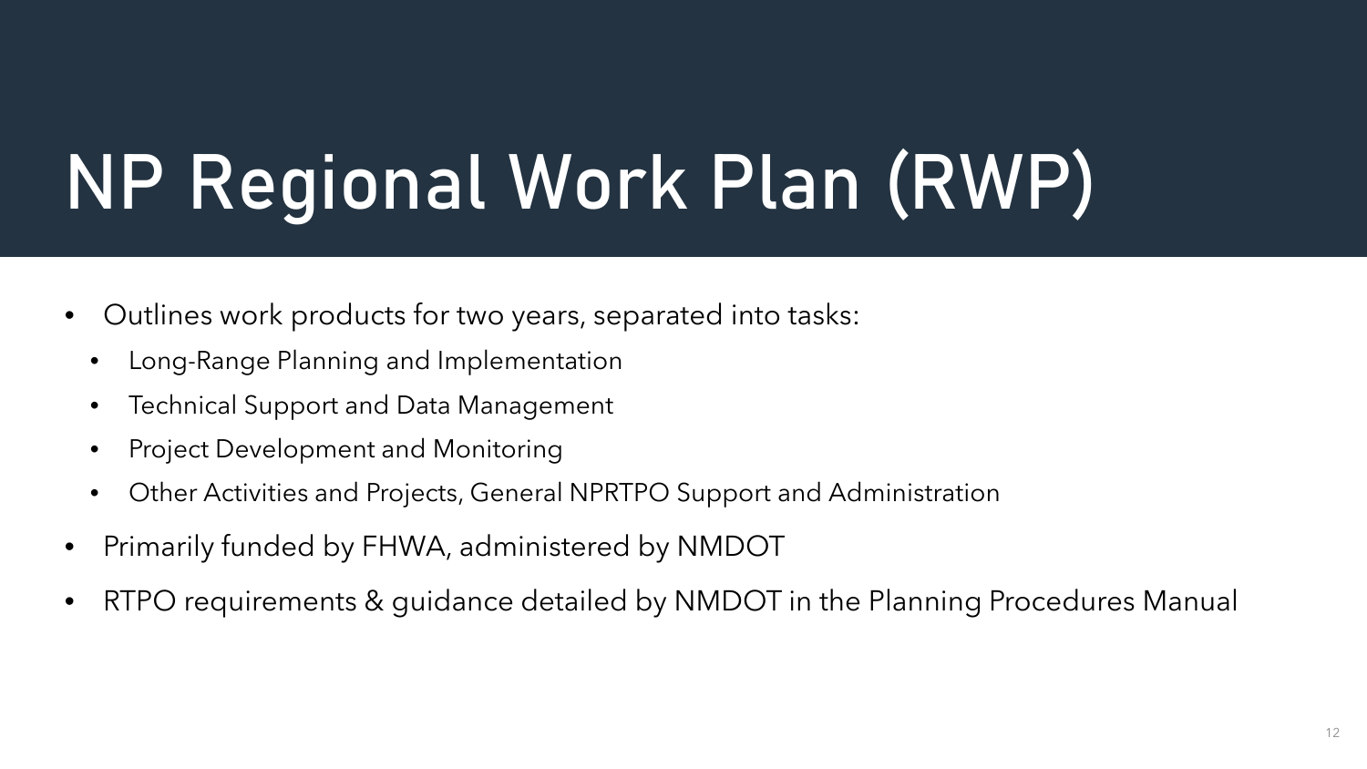# NP Regional Work Plan (RWP)

- Outlines work products for two years, separated into tasks:
  - Long-Range Planning and Implementation
  - Technical Support and Data Management
  - Project Development and Monitoring
  - Other Activities and Projects, General NPRTPO Support and Administration
- Primarily funded by FHWA, administered by NMDOT
- RTPO requirements & guidance detailed by NMDOT in the Planning Procedures Manual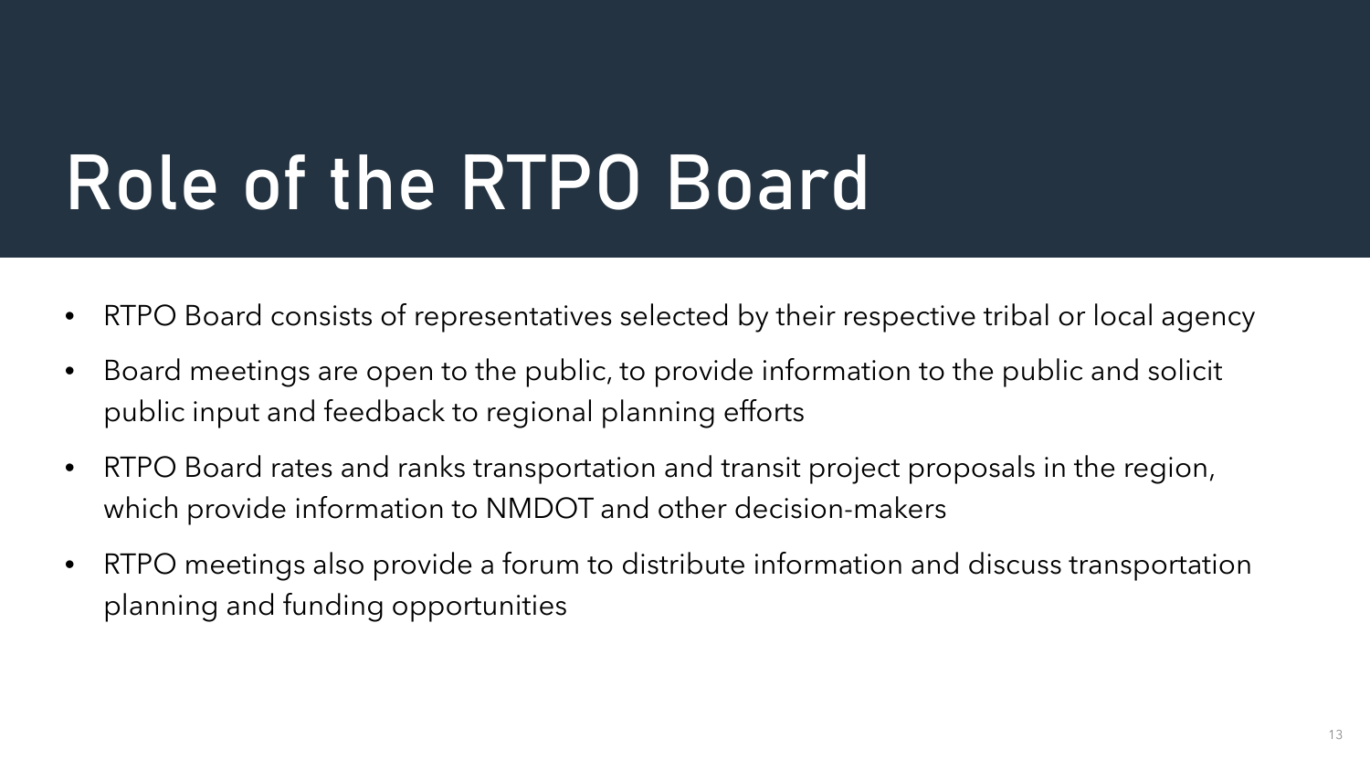# Role of the RTPO Board

- RTPO Board consists of representatives selected by their respective tribal or local agency
- Board meetings are open to the public, to provide information to the public and solicit public input and feedback to regional planning efforts
- RTPO Board rates and ranks transportation and transit project proposals in the region, which provide information to NMDOT and other decision-makers
- RTPO meetings also provide a forum to distribute information and discuss transportation planning and funding opportunities